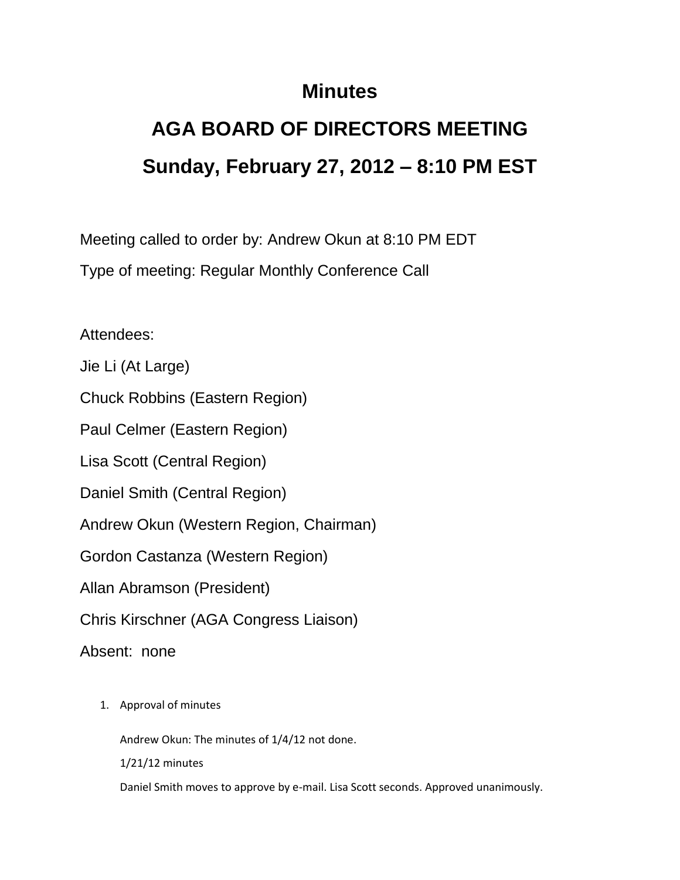# Minutes

# AGA BOARD OF DIRECTORS MEETING

# Sunday, February 27, 2012 – 8:10 PM EST

Meeting called to order by: Andrew Okun at 8:10 PM EDT

Type of meeting: Regular Monthly Conference Call

Attendees:

Jie Li (At Large)

Chuck Robbins (Eastern Region)

Paul Celmer (Eastern Region)

Lisa Scott (Central Region)

Daniel Smith (Central Region)

Andrew Okun (Western Region, Chairman)

Gordon Castanza (Western Region)

Allan Abramson (President)

Chris Kirschner (AGA Congress Liaison)

Absent: none

1. Approval of minutes

   Andrew Okun: The minutes of 1/4/12 not done.

   1/21/12 minutes

   Daniel Smith moves to approve by e-mail. Lisa Scott seconds. Approved unanimously.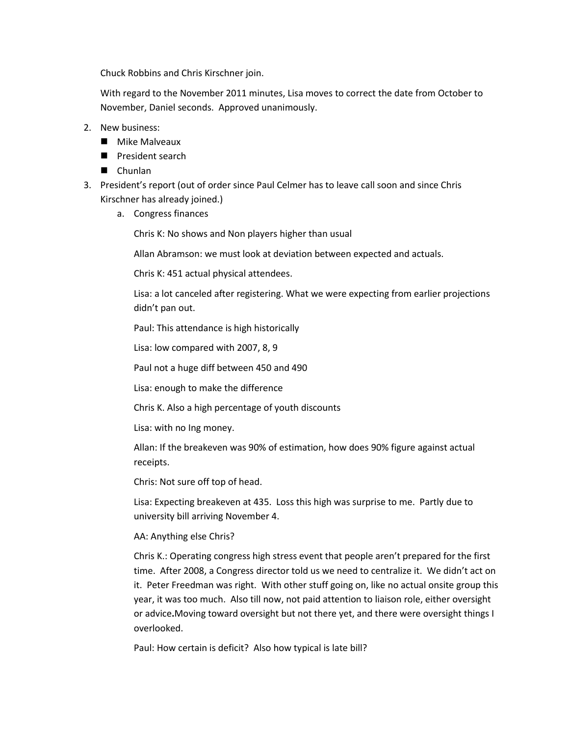Chuck Robbins and Chris Kirschner join.

With regard to the November 2011 minutes, Lisa moves to correct the date from October to November, Daniel seconds. Approved unanimously.

2. New business:
   - Mike Malveaux
   - President search
   - Chunlan
3. President's report (out of order since Paul Celmer has to leave call soon and since Chris Kirschner has already joined.)
   a. Congress finances

      Chris K: No shows and Non players higher than usual

      Allan Abramson: we must look at deviation between expected and actuals.

      Chris K: 451 actual physical attendees.

      Lisa: a lot canceled after registering. What we were expecting from earlier projections didn't pan out.

      Paul: This attendance is high historically

      Lisa: low compared with 2007, 8, 9

      Paul not a huge diff between 450 and 490

      Lisa: enough to make the difference

      Chris K. Also a high percentage of youth discounts

      Lisa: with no Ing money.

      Allan: If the breakeven was 90% of estimation, how does 90% figure against actual receipts.

      Chris: Not sure off top of head.

      Lisa: Expecting breakeven at 435. Loss this high was surprise to me. Partly due to university bill arriving November 4.

      AA: Anything else Chris?

      Chris K.: Operating congress high stress event that people aren't prepared for the first time. After 2008, a Congress director told us we need to centralize it. We didn't act on it. Peter Freedman was right. With other stuff going on, like no actual onsite group this year, it was too much. Also till now, not paid attention to liaison role, either oversight or advice**.**Moving toward oversight but not there yet, and there were oversight things I overlooked.

      Paul: How certain is deficit? Also how typical is late bill?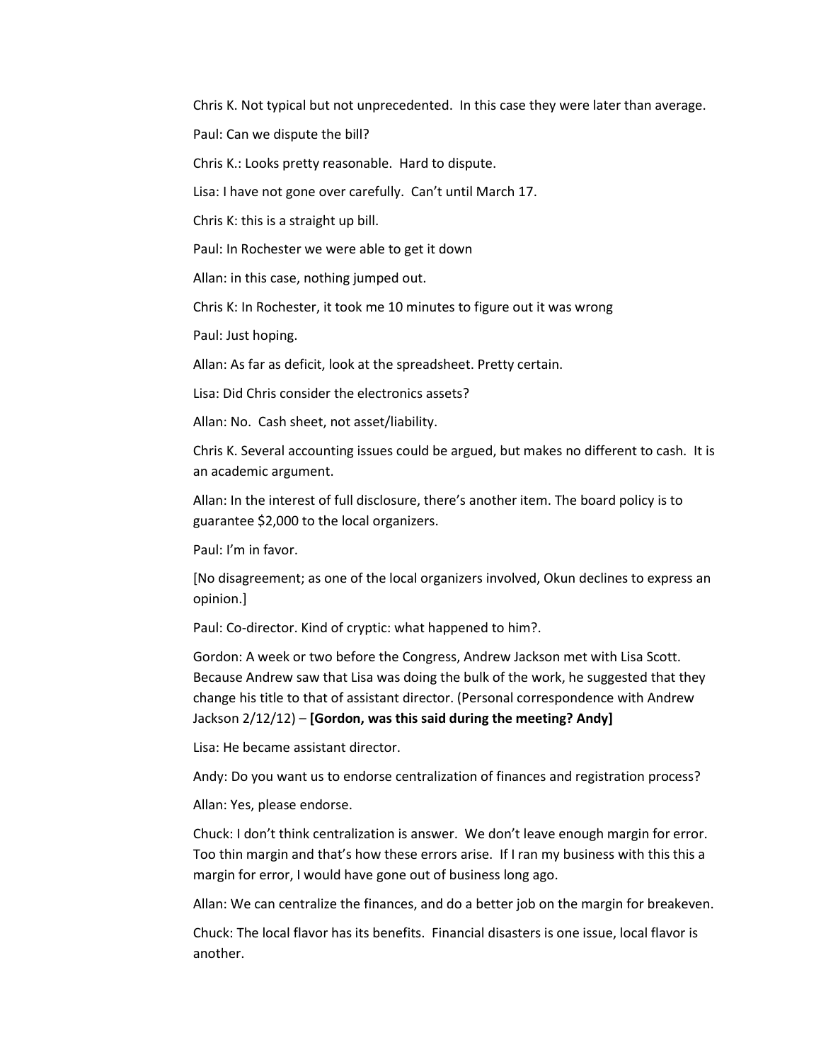Chris K. Not typical but not unprecedented. In this case they were later than average.

Paul: Can we dispute the bill?

Chris K.: Looks pretty reasonable. Hard to dispute.

Lisa: I have not gone over carefully. Can't until March 17.

Chris K: this is a straight up bill.

Paul: In Rochester we were able to get it down

Allan: in this case, nothing jumped out.

Chris K: In Rochester, it took me 10 minutes to figure out it was wrong

Paul: Just hoping.

Allan: As far as deficit, look at the spreadsheet. Pretty certain.

Lisa: Did Chris consider the electronics assets?

Allan: No. Cash sheet, not asset/liability.

Chris K. Several accounting issues could be argued, but makes no different to cash. It is an academic argument.

Allan: In the interest of full disclosure, there's another item. The board policy is to guarantee $2,000 to the local organizers.

Paul: I'm in favor.

[No disagreement; as one of the local organizers involved, Okun declines to express an opinion.]

Paul: Co-director. Kind of cryptic: what happened to him?.

Gordon: A week or two before the Congress, Andrew Jackson met with Lisa Scott. Because Andrew saw that Lisa was doing the bulk of the work, he suggested that they change his title to that of assistant director. (Personal correspondence with Andrew Jackson 2/12/12) – **[Gordon, was this said during the meeting? Andy]**

Lisa: He became assistant director.

Andy: Do you want us to endorse centralization of finances and registration process?

Allan: Yes, please endorse.

Chuck: I don't think centralization is answer. We don't leave enough margin for error. Too thin margin and that's how these errors arise. If I ran my business with this this a margin for error, I would have gone out of business long ago.

Allan: We can centralize the finances, and do a better job on the margin for breakeven.

Chuck: The local flavor has its benefits. Financial disasters is one issue, local flavor is another.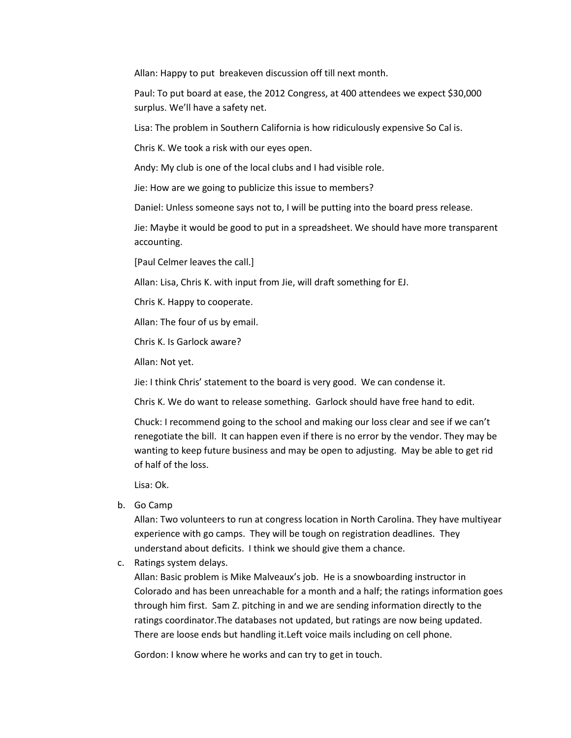Allan: Happy to put breakeven discussion off till next month.

Paul: To put board at ease, the 2012 Congress, at 400 attendees we expect $30,000 surplus. We'll have a safety net.

Lisa: The problem in Southern California is how ridiculously expensive So Cal is.

Chris K. We took a risk with our eyes open.

Andy: My club is one of the local clubs and I had visible role.

Jie: How are we going to publicize this issue to members?

Daniel: Unless someone says not to, I will be putting into the board press release.

Jie: Maybe it would be good to put in a spreadsheet. We should have more transparent accounting.

[Paul Celmer leaves the call.]

Allan: Lisa, Chris K. with input from Jie, will draft something for EJ.

Chris K. Happy to cooperate.

Allan: The four of us by email.

Chris K. Is Garlock aware?

Allan: Not yet.

Jie: I think Chris' statement to the board is very good. We can condense it.

Chris K. We do want to release something. Garlock should have free hand to edit.

Chuck: I recommend going to the school and making our loss clear and see if we can't renegotiate the bill. It can happen even if there is no error by the vendor. They may be wanting to keep future business and may be open to adjusting. May be able to get rid of half of the loss.

Lisa: Ok.

b. Go Camp

   Allan: Two volunteers to run at congress location in North Carolina. They have multiyear experience with go camps. They will be tough on registration deadlines. They understand about deficits. I think we should give them a chance.

c. Ratings system delays.

   Allan: Basic problem is Mike Malveaux's job. He is a snowboarding instructor in Colorado and has been unreachable for a month and a half; the ratings information goes through him first. Sam Z. pitching in and we are sending information directly to the ratings coordinator.The databases not updated, but ratings are now being updated. There are loose ends but handling it.Left voice mails including on cell phone.

   Gordon: I know where he works and can try to get in touch.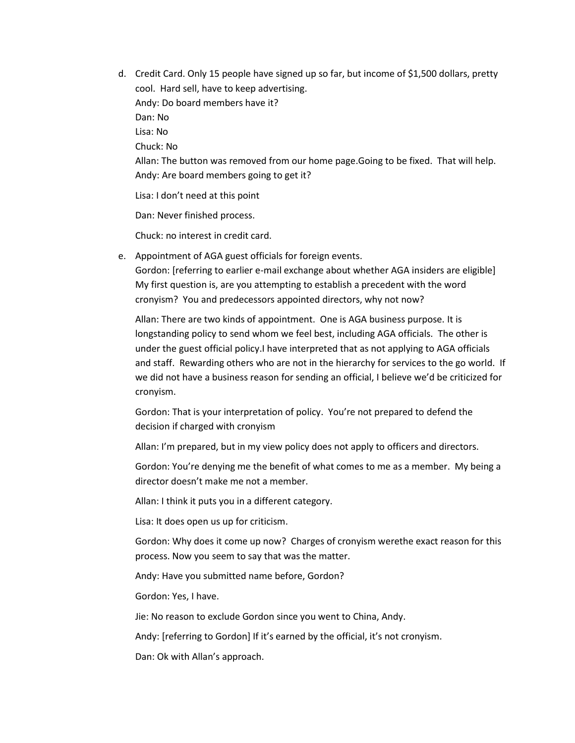d. Credit Card. Only 15 people have signed up so far, but income of $1,500 dollars, pretty cool. Hard sell, have to keep advertising.

   Andy: Do board members have it?

   Dan: No

   Lisa: No

   Chuck: No

   Allan: The button was removed from our home page.Going to be fixed. That will help.

   Andy: Are board members going to get it?

   Lisa: I don't need at this point

   Dan: Never finished process.

   Chuck: no interest in credit card.

e. Appointment of AGA guest officials for foreign events.

   Gordon: [referring to earlier e-mail exchange about whether AGA insiders are eligible] My first question is, are you attempting to establish a precedent with the word cronyism? You and predecessors appointed directors, why not now?

   Allan: There are two kinds of appointment. One is AGA business purpose. It is longstanding policy to send whom we feel best, including AGA officials. The other is under the guest official policy.I have interpreted that as not applying to AGA officials and staff. Rewarding others who are not in the hierarchy for services to the go world. If we did not have a business reason for sending an official, I believe we'd be criticized for cronyism.

   Gordon: That is your interpretation of policy. You're not prepared to defend the decision if charged with cronyism

   Allan: I'm prepared, but in my view policy does not apply to officers and directors.

   Gordon: You're denying me the benefit of what comes to me as a member. My being a director doesn't make me not a member.

   Allan: I think it puts you in a different category.

   Lisa: It does open us up for criticism.

   Gordon: Why does it come up now? Charges of cronyism werethe exact reason for this process. Now you seem to say that was the matter.

   Andy: Have you submitted name before, Gordon?

   Gordon: Yes, I have.

   Jie: No reason to exclude Gordon since you went to China, Andy.

   Andy: [referring to Gordon] If it's earned by the official, it's not cronyism.

   Dan: Ok with Allan's approach.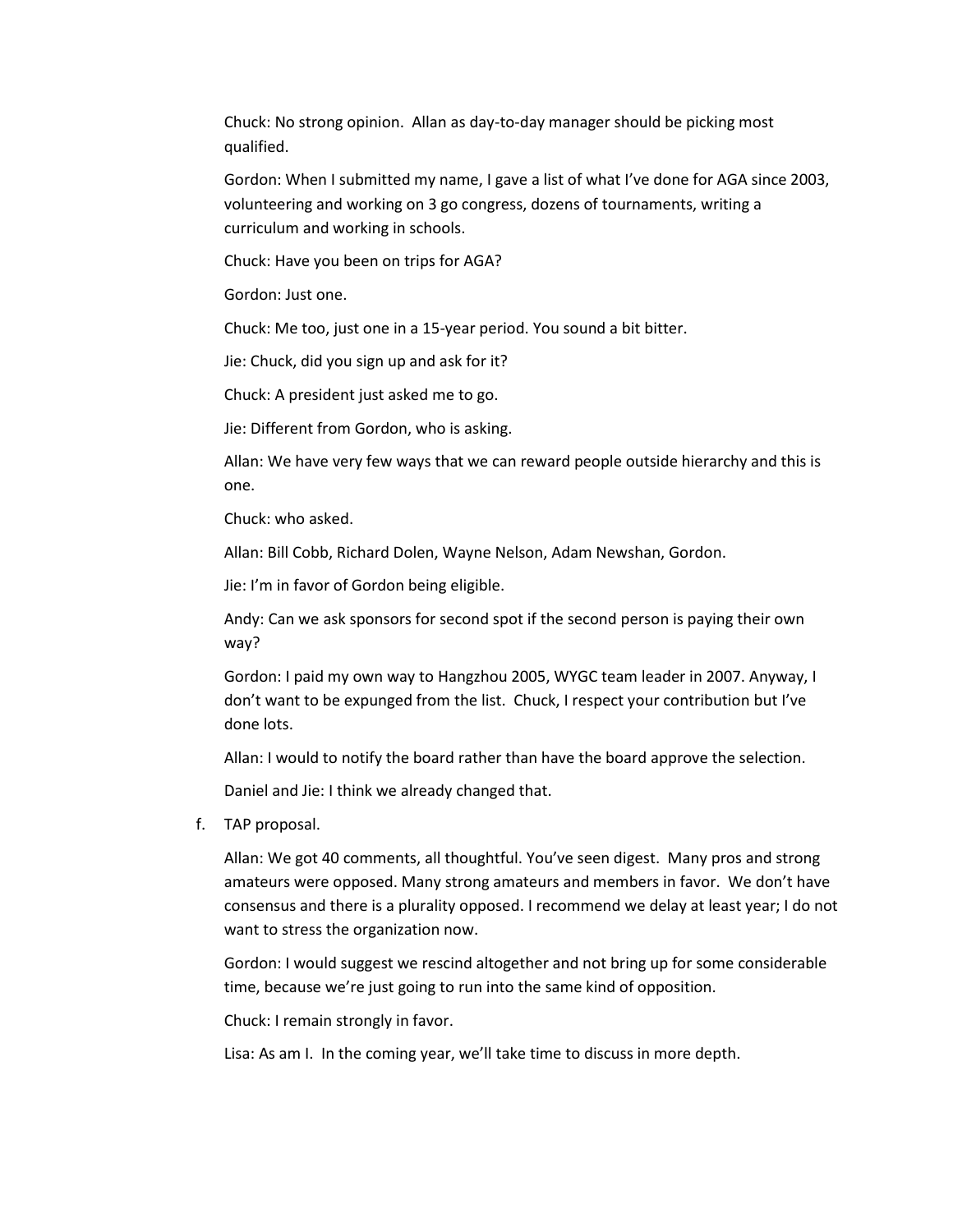Chuck: No strong opinion. Allan as day-to-day manager should be picking most qualified.

Gordon: When I submitted my name, I gave a list of what I've done for AGA since 2003, volunteering and working on 3 go congress, dozens of tournaments, writing a curriculum and working in schools.

Chuck: Have you been on trips for AGA?

Gordon: Just one.

Chuck: Me too, just one in a 15-year period. You sound a bit bitter.

Jie: Chuck, did you sign up and ask for it?

Chuck: A president just asked me to go.

Jie: Different from Gordon, who is asking.

Allan: We have very few ways that we can reward people outside hierarchy and this is one.

Chuck: who asked.

Allan: Bill Cobb, Richard Dolen, Wayne Nelson, Adam Newshan, Gordon.

Jie: I'm in favor of Gordon being eligible.

Andy: Can we ask sponsors for second spot if the second person is paying their own way?

Gordon: I paid my own way to Hangzhou 2005, WYGC team leader in 2007. Anyway, I don't want to be expunged from the list. Chuck, I respect your contribution but I've done lots.

Allan: I would to notify the board rather than have the board approve the selection.

Daniel and Jie: I think we already changed that.

f. TAP proposal.

Allan: We got 40 comments, all thoughtful. You've seen digest. Many pros and strong amateurs were opposed. Many strong amateurs and members in favor. We don't have consensus and there is a plurality opposed. I recommend we delay at least year; I do not want to stress the organization now.

Gordon: I would suggest we rescind altogether and not bring up for some considerable time, because we're just going to run into the same kind of opposition.

Chuck: I remain strongly in favor.

Lisa: As am I. In the coming year, we'll take time to discuss in more depth.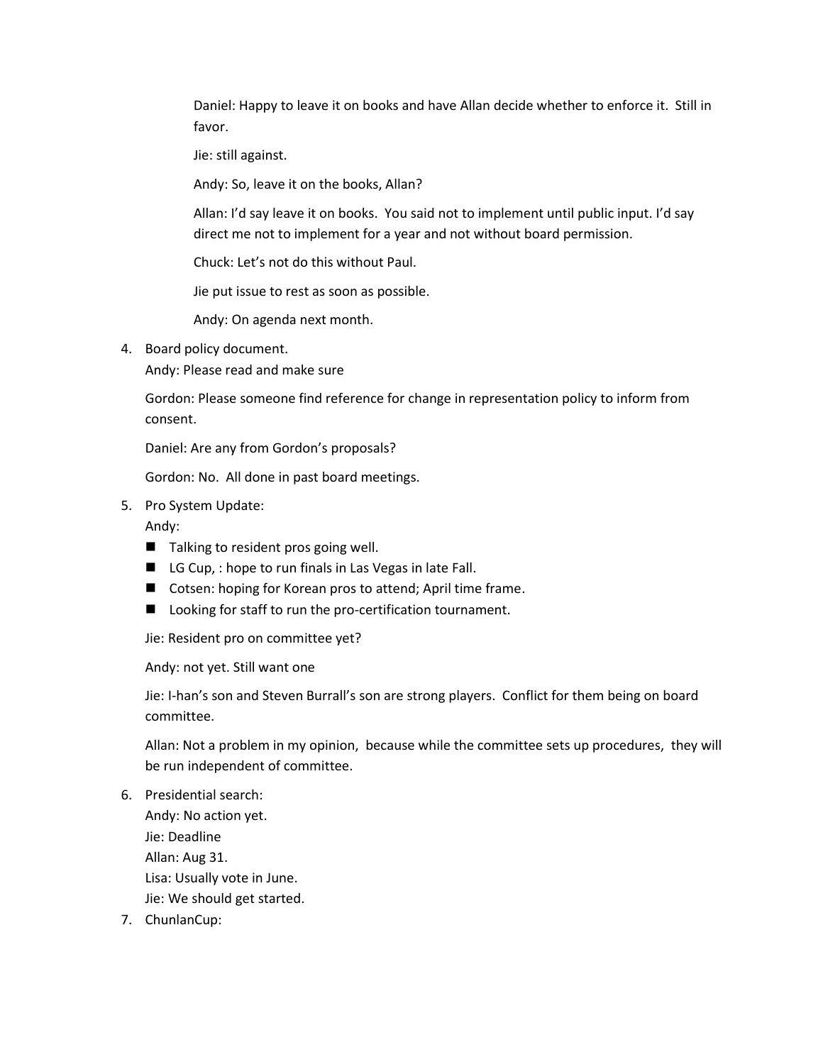Daniel: Happy to leave it on books and have Allan decide whether to enforce it. Still in favor.

Jie: still against.

Andy: So, leave it on the books, Allan?

Allan: I'd say leave it on books. You said not to implement until public input. I'd say direct me not to implement for a year and not without board permission.

Chuck: Let's not do this without Paul.

Jie put issue to rest as soon as possible.

Andy: On agenda next month.

4. Board policy document.
   Andy: Please read and make sure

   Gordon: Please someone find reference for change in representation policy to inform from consent.

   Daniel: Are any from Gordon's proposals?

   Gordon: No. All done in past board meetings.

5. Pro System Update:
   Andy:
   - Talking to resident pros going well.
   - LG Cup, : hope to run finals in Las Vegas in late Fall.
   - Cotsen: hoping for Korean pros to attend; April time frame.
   - Looking for staff to run the pro-certification tournament.

   Jie: Resident pro on committee yet?

   Andy: not yet. Still want one

   Jie: I-han's son and Steven Burrall's son are strong players. Conflict for them being on board committee.

   Allan: Not a problem in my opinion, because while the committee sets up procedures, they will be run independent of committee.

6. Presidential search:
   Andy: No action yet.
   Jie: Deadline
   Allan: Aug 31.
   Lisa: Usually vote in June.
   Jie: We should get started.

7. ChunlanCup: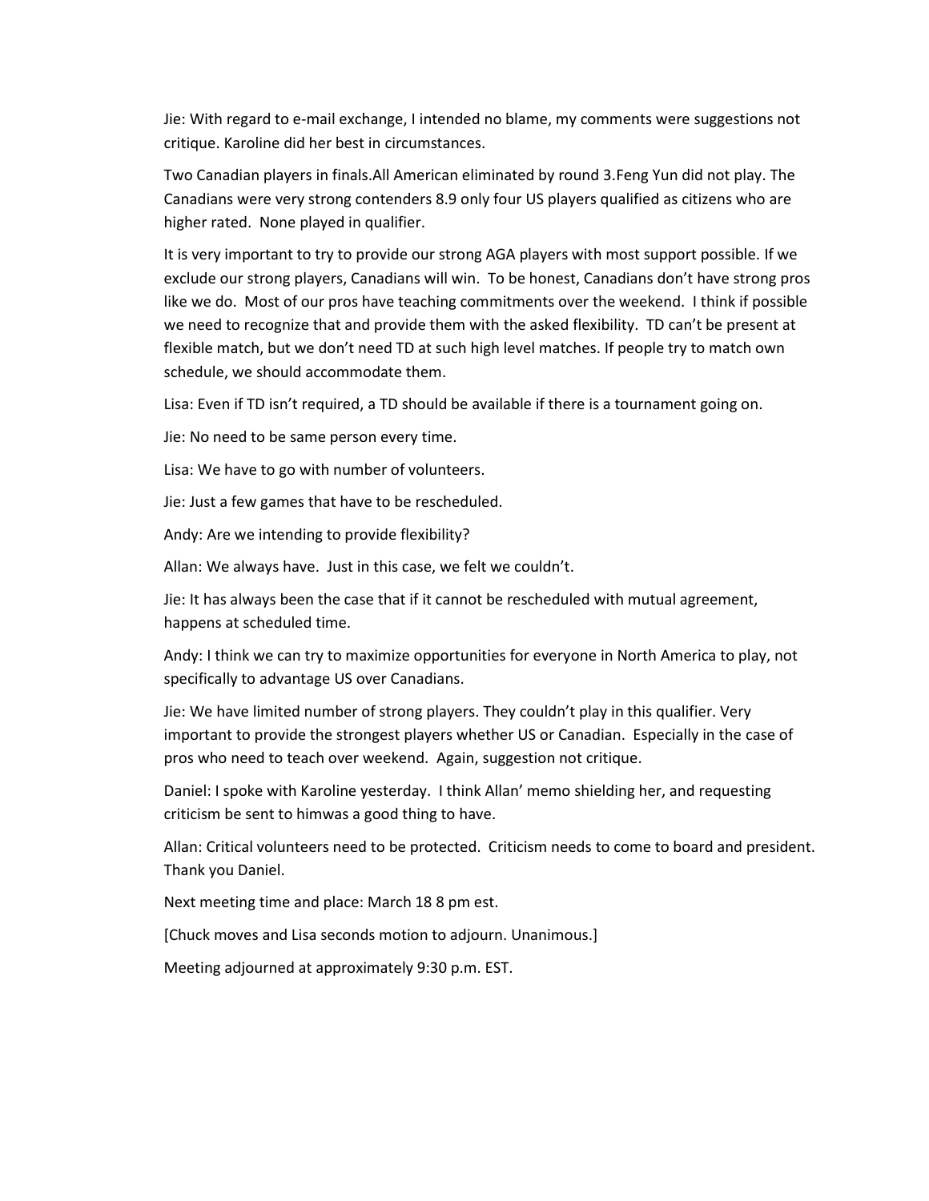Jie: With regard to e-mail exchange, I intended no blame, my comments were suggestions not critique. Karoline did her best in circumstances.

Two Canadian players in finals.All American eliminated by round 3.Feng Yun did not play. The Canadians were very strong contenders 8.9 only four US players qualified as citizens who are higher rated. None played in qualifier.

It is very important to try to provide our strong AGA players with most support possible. If we exclude our strong players, Canadians will win. To be honest, Canadians don't have strong pros like we do. Most of our pros have teaching commitments over the weekend. I think if possible we need to recognize that and provide them with the asked flexibility. TD can't be present at flexible match, but we don't need TD at such high level matches. If people try to match own schedule, we should accommodate them.

Lisa: Even if TD isn't required, a TD should be available if there is a tournament going on.

Jie: No need to be same person every time.

Lisa: We have to go with number of volunteers.

Jie: Just a few games that have to be rescheduled.

Andy: Are we intending to provide flexibility?

Allan: We always have. Just in this case, we felt we couldn't.

Jie: It has always been the case that if it cannot be rescheduled with mutual agreement, happens at scheduled time.

Andy: I think we can try to maximize opportunities for everyone in North America to play, not specifically to advantage US over Canadians.

Jie: We have limited number of strong players. They couldn't play in this qualifier. Very important to provide the strongest players whether US or Canadian. Especially in the case of pros who need to teach over weekend. Again, suggestion not critique.

Daniel: I spoke with Karoline yesterday. I think Allan' memo shielding her, and requesting criticism be sent to himwas a good thing to have.

Allan: Critical volunteers need to be protected. Criticism needs to come to board and president. Thank you Daniel.

Next meeting time and place: March 18 8 pm est.

[Chuck moves and Lisa seconds motion to adjourn. Unanimous.]

Meeting adjourned at approximately 9:30 p.m. EST.